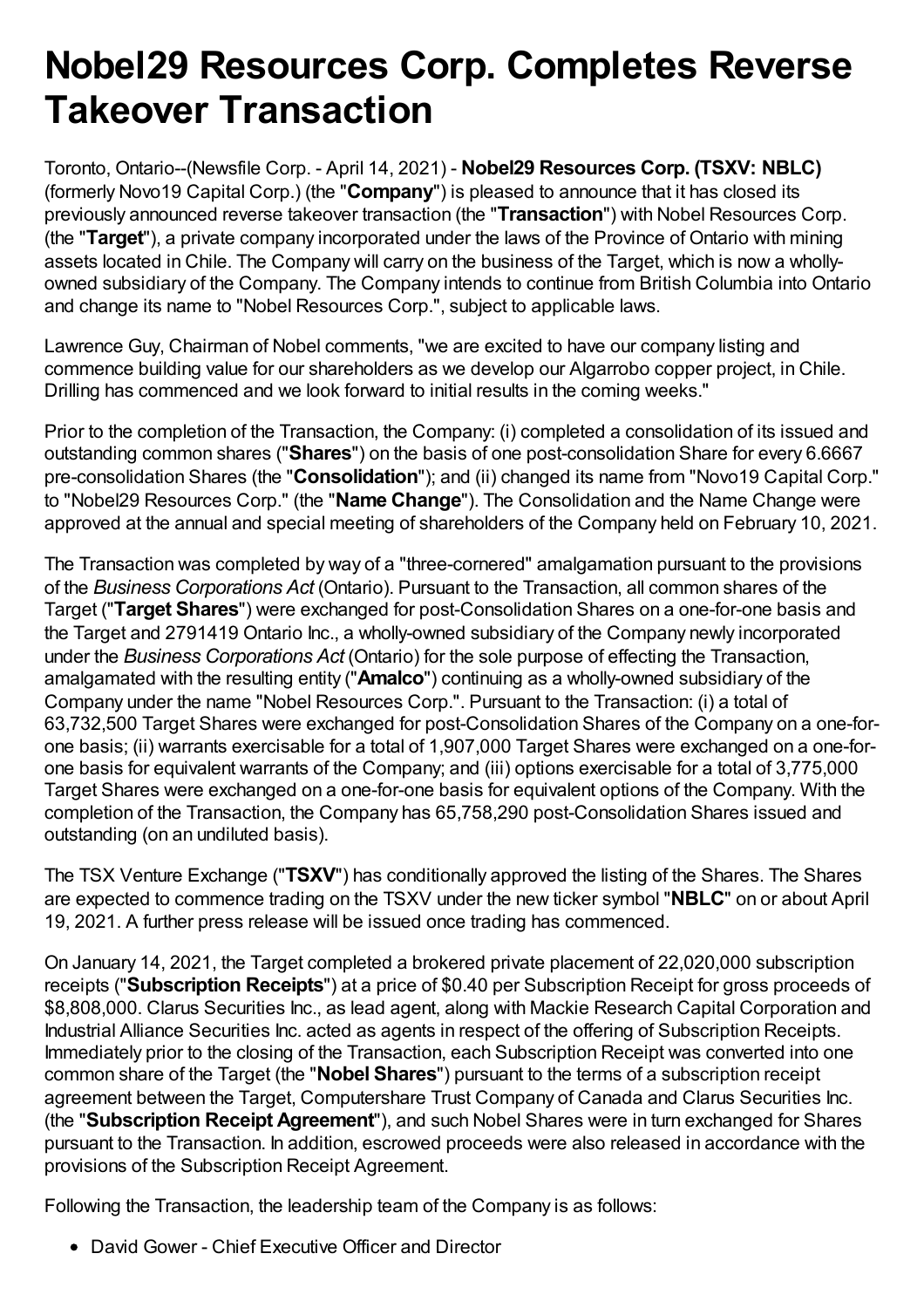# Nobel29 Resources Corp. Completes Reverse Takeover Transaction

Toronto, Ontario--(Newsfile Corp. - April 14, 2021) - **Nobel29 Resources Corp. (TSXV: NBLC)** (formerly Novo19 Capital Corp.) (the "**Company**") is pleased to announce that it has closed its previously announced reverse takeover transaction (the "**Transaction**") with Nobel Resources Corp. (the "**Target**"), a private company incorporated under the laws of the Province of Ontario with mining assets located in Chile. The Company will carry on the business of the Target, which is now a wholly-owned subsidiary of the Company. The Company intends to continue from British Columbia into Ontario and change its name to "Nobel Resources Corp.", subject to applicable laws.

Lawrence Guy, Chairman of Nobel comments, "we are excited to have our company listing and commence building value for our shareholders as we develop our Algarrobo copper project, in Chile. Drilling has commenced and we look forward to initial results in the coming weeks."

Prior to the completion of the Transaction, the Company: (i) completed a consolidation of its issued and outstanding common shares ("**Shares**") on the basis of one post-consolidation Share for every 6.6667 pre-consolidation Shares (the "**Consolidation**"); and (ii) changed its name from "Novo19 Capital Corp." to "Nobel29 Resources Corp." (the "**Name Change**"). The Consolidation and the Name Change were approved at the annual and special meeting of shareholders of the Company held on February 10, 2021.

The Transaction was completed by way of a "three-cornered" amalgamation pursuant to the provisions of the *Business Corporations Act* (Ontario). Pursuant to the Transaction, all common shares of the Target ("**Target Shares**") were exchanged for post-Consolidation Shares on a one-for-one basis and the Target and 2791419 Ontario Inc., a wholly-owned subsidiary of the Company newly incorporated under the *Business Corporations Act* (Ontario) for the sole purpose of effecting the Transaction, amalgamated with the resulting entity ("**Amalco**") continuing as a wholly-owned subsidiary of the Company under the name "Nobel Resources Corp.". Pursuant to the Transaction: (i) a total of 63,732,500 Target Shares were exchanged for post-Consolidation Shares of the Company on a one-for-one basis; (ii) warrants exercisable for a total of 1,907,000 Target Shares were exchanged on a one-for-one basis for equivalent warrants of the Company; and (iii) options exercisable for a total of 3,775,000 Target Shares were exchanged on a one-for-one basis for equivalent options of the Company. With the completion of the Transaction, the Company has 65,758,290 post-Consolidation Shares issued and outstanding (on an undiluted basis).

The TSX Venture Exchange ("**TSXV**") has conditionally approved the listing of the Shares. The Shares are expected to commence trading on the TSXV under the new ticker symbol "**NBLC**" on or about April 19, 2021. A further press release will be issued once trading has commenced.

On January 14, 2021, the Target completed a brokered private placement of 22,020,000 subscription receipts ("**Subscription Receipts**") at a price of $0.40 per Subscription Receipt for gross proceeds of $8,808,000. Clarus Securities Inc., as lead agent, along with Mackie Research Capital Corporation and Industrial Alliance Securities Inc. acted as agents in respect of the offering of Subscription Receipts. Immediately prior to the closing of the Transaction, each Subscription Receipt was converted into one common share of the Target (the "**Nobel Shares**") pursuant to the terms of a subscription receipt agreement between the Target, Computershare Trust Company of Canada and Clarus Securities Inc. (the "**Subscription Receipt Agreement**"), and such Nobel Shares were in turn exchanged for Shares pursuant to the Transaction. In addition, escrowed proceeds were also released in accordance with the provisions of the Subscription Receipt Agreement.

Following the Transaction, the leadership team of the Company is as follows:

- David Gower - Chief Executive Officer and Director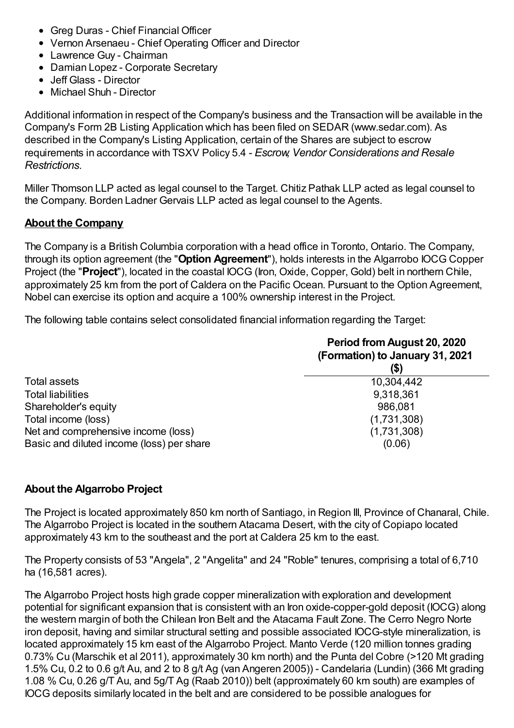- Greg Duras - Chief Financial Officer
- Vernon Arsenaeu - Chief Operating Officer and Director
- Lawrence Guy - Chairman
- Damian Lopez - Corporate Secretary
- Jeff Glass - Director
- Michael Shuh - Director

Additional information in respect of the Company's business and the Transaction will be available in the Company's Form 2B Listing Application which has been filed on SEDAR (www.sedar.com). As described in the Company's Listing Application, certain of the Shares are subject to escrow requirements in accordance with TSXV Policy 5.4 - *Escrow, Vendor Considerations and Resale Restrictions*.

Miller Thomson LLP acted as legal counsel to the Target. Chitiz Pathak LLP acted as legal counsel to the Company. Borden Ladner Gervais LLP acted as legal counsel to the Agents.

## **About the Company**

The Company is a British Columbia corporation with a head office in Toronto, Ontario. The Company, through its option agreement (the "**Option Agreement**"), holds interests in the Algarrobo IOCG Copper Project (the "**Project**"), located in the coastal IOCG (Iron, Oxide, Copper, Gold) belt in northern Chile, approximately 25 km from the port of Caldera on the Pacific Ocean. Pursuant to the Option Agreement, Nobel can exercise its option and acquire a 100% ownership interest in the Project.

The following table contains select consolidated financial information regarding the Target:

| | Period from August 20, 2020 (Formation) to January 31, 2021 ($) |
|---|---|
| Total assets | 10,304,442 |
| Total liabilities | 9,318,361 |
| Shareholder's equity | 986,081 |
| Total income (loss) | (1,731,308) |
| Net and comprehensive income (loss) | (1,731,308) |
| Basic and diluted income (loss) per share | (0.06) |

## **About the Algarrobo Project**

The Project is located approximately 850 km north of Santiago, in Region III, Province of Chanaral, Chile. The Algarrobo Project is located in the southern Atacama Desert, with the city of Copiapo located approximately 43 km to the southeast and the port at Caldera 25 km to the east.

The Property consists of 53 "Angela", 2 "Angelita" and 24 "Roble" tenures, comprising a total of 6,710 ha (16,581 acres).

The Algarrobo Project hosts high grade copper mineralization with exploration and development potential for significant expansion that is consistent with an Iron oxide-copper-gold deposit (IOCG) along the western margin of both the Chilean Iron Belt and the Atacama Fault Zone. The Cerro Negro Norte iron deposit, having and similar structural setting and possible associated IOCG-style mineralization, is located approximately 15 km east of the Algarrobo Project. Manto Verde (120 million tonnes grading 0.73% Cu (Marschik et al 2011), approximately 30 km north) and the Punta del Cobre (>120 Mt grading 1.5% Cu, 0.2 to 0.6 g/t Au, and 2 to 8 g/t Ag (van Angeren 2005)) - Candelaria (Lundin) (366 Mt grading 1.08 % Cu, 0.26 g/T Au, and 5g/T Ag (Raab 2010)) belt (approximately 60 km south) are examples of IOCG deposits similarly located in the belt and are considered to be possible analogues for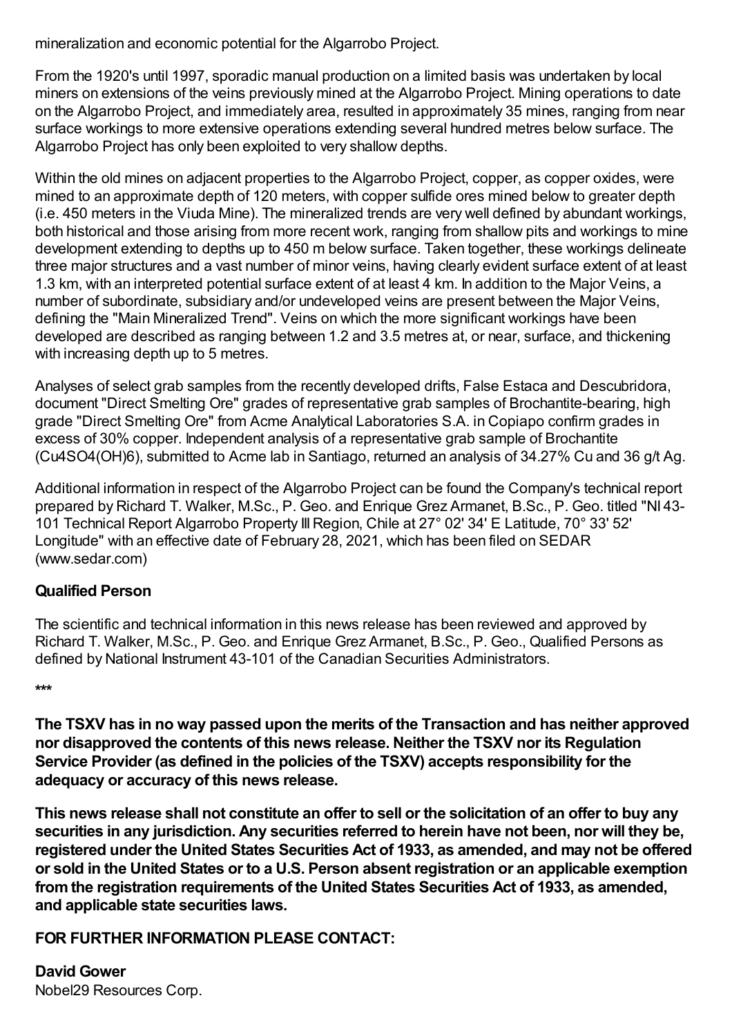mineralization and economic potential for the Algarrobo Project.

From the 1920's until 1997, sporadic manual production on a limited basis was undertaken by local miners on extensions of the veins previously mined at the Algarrobo Project. Mining operations to date on the Algarrobo Project, and immediately area, resulted in approximately 35 mines, ranging from near surface workings to more extensive operations extending several hundred metres below surface. The Algarrobo Project has only been exploited to very shallow depths.

Within the old mines on adjacent properties to the Algarrobo Project, copper, as copper oxides, were mined to an approximate depth of 120 meters, with copper sulfide ores mined below to greater depth (i.e. 450 meters in the Viuda Mine). The mineralized trends are very well defined by abundant workings, both historical and those arising from more recent work, ranging from shallow pits and workings to mine development extending to depths up to 450 m below surface. Taken together, these workings delineate three major structures and a vast number of minor veins, having clearly evident surface extent of at least 1.3 km, with an interpreted potential surface extent of at least 4 km. In addition to the Major Veins, a number of subordinate, subsidiary and/or undeveloped veins are present between the Major Veins, defining the "Main Mineralized Trend". Veins on which the more significant workings have been developed are described as ranging between 1.2 and 3.5 metres at, or near, surface, and thickening with increasing depth up to 5 metres.

Analyses of select grab samples from the recently developed drifts, False Estaca and Descubridora, document "Direct Smelting Ore" grades of representative grab samples of Brochantite-bearing, high grade "Direct Smelting Ore" from Acme Analytical Laboratories S.A. in Copiapo confirm grades in excess of 30% copper. Independent analysis of a representative grab sample of Brochantite ($Cu_4SO_4(OH)_6$), submitted to Acme lab in Santiago, returned an analysis of 34.27% Cu and 36 g/t Ag.

Additional information in respect of the Algarrobo Project can be found the Company's technical report prepared by Richard T. Walker, M.Sc., P. Geo. and Enrique Grez Armanet, B.Sc., P. Geo. titled "NI 43-101 Technical Report Algarrobo Property III Region, Chile at 27° 02' 34' E Latitude, 70° 33' 52' Longitude" with an effective date of February 28, 2021, which has been filed on SEDAR (www.sedar.com)

## Qualified Person

The scientific and technical information in this news release has been reviewed and approved by Richard T. Walker, M.Sc., P. Geo. and Enrique Grez Armanet, B.Sc., P. Geo., Qualified Persons as defined by National Instrument 43-101 of the Canadian Securities Administrators.

***

**The TSXV has in no way passed upon the merits of the Transaction and has neither approved nor disapproved the contents of this news release. Neither the TSXV nor its Regulation Service Provider (as defined in the policies of the TSXV) accepts responsibility for the adequacy or accuracy of this news release.**

**This news release shall not constitute an offer to sell or the solicitation of an offer to buy any securities in any jurisdiction. Any securities referred to herein have not been, nor will they be, registered under the United States Securities Act of 1933, as amended, and may not be offered or sold in the United States or to a U.S. Person absent registration or an applicable exemption from the registration requirements of the United States Securities Act of 1933, as amended, and applicable state securities laws.**

**FOR FURTHER INFORMATION PLEASE CONTACT:**

**David Gower**
Nobel29 Resources Corp.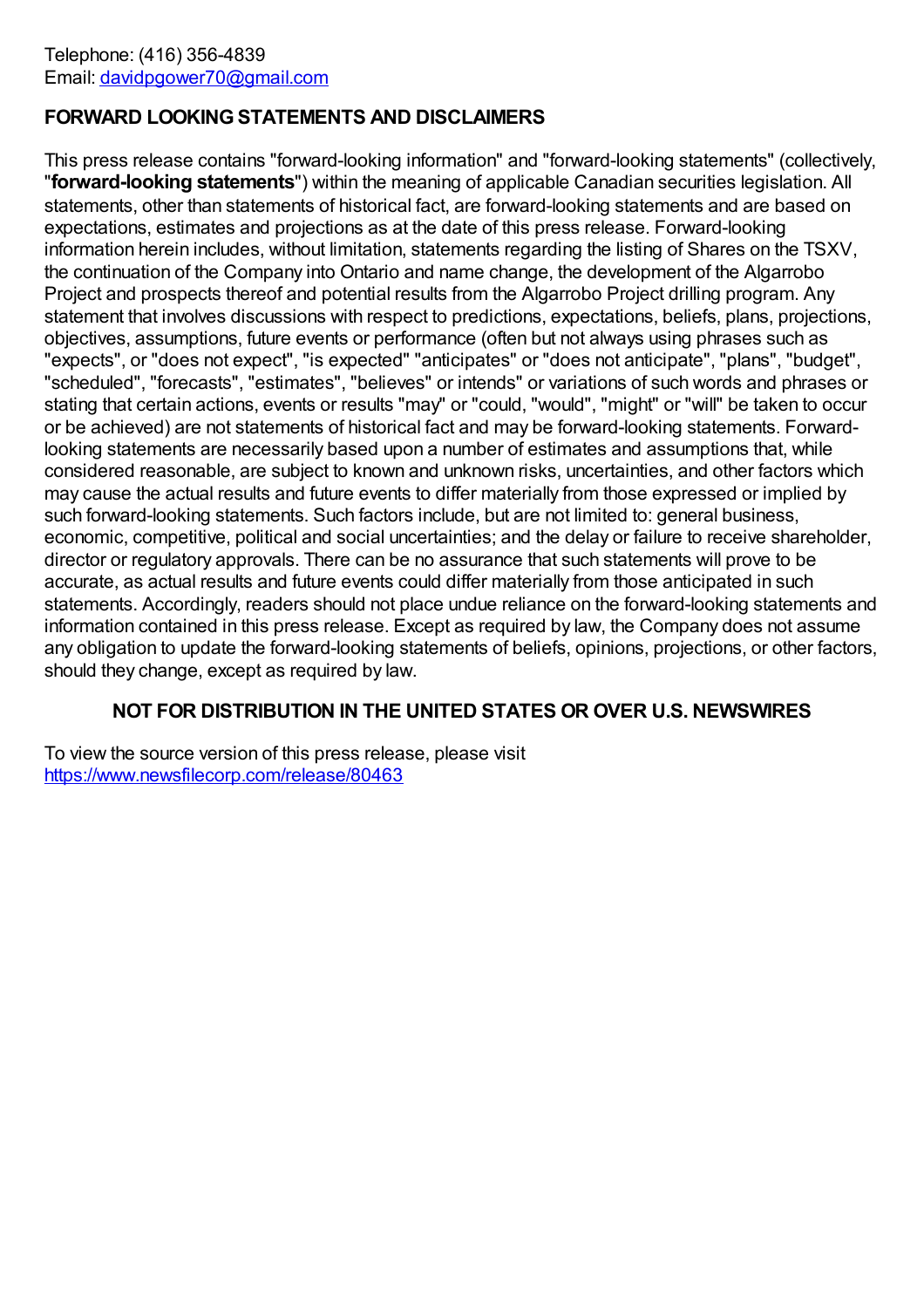Telephone: (416) 356-4839
Email: davidpgower70@gmail.com

**FORWARD LOOKING STATEMENTS AND DISCLAIMERS**

This press release contains "forward-looking information" and "forward-looking statements" (collectively, "**forward-looking statements**") within the meaning of applicable Canadian securities legislation. All statements, other than statements of historical fact, are forward-looking statements and are based on expectations, estimates and projections as at the date of this press release. Forward-looking information herein includes, without limitation, statements regarding the listing of Shares on the TSXV, the continuation of the Company into Ontario and name change, the development of the Algarrobo Project and prospects thereof and potential results from the Algarrobo Project drilling program. Any statement that involves discussions with respect to predictions, expectations, beliefs, plans, projections, objectives, assumptions, future events or performance (often but not always using phrases such as "expects", or "does not expect", "is expected" "anticipates" or "does not anticipate", "plans", "budget", "scheduled", "forecasts", "estimates", "believes" or intends" or variations of such words and phrases or stating that certain actions, events or results "may" or "could, "would", "might" or "will" be taken to occur or be achieved) are not statements of historical fact and may be forward-looking statements. Forward-looking statements are necessarily based upon a number of estimates and assumptions that, while considered reasonable, are subject to known and unknown risks, uncertainties, and other factors which may cause the actual results and future events to differ materially from those expressed or implied by such forward-looking statements. Such factors include, but are not limited to: general business, economic, competitive, political and social uncertainties; and the delay or failure to receive shareholder, director or regulatory approvals. There can be no assurance that such statements will prove to be accurate, as actual results and future events could differ materially from those anticipated in such statements. Accordingly, readers should not place undue reliance on the forward-looking statements and information contained in this press release. Except as required by law, the Company does not assume any obligation to update the forward-looking statements of beliefs, opinions, projections, or other factors, should they change, except as required by law.

**NOT FOR DISTRIBUTION IN THE UNITED STATES OR OVER U.S. NEWSWIRES**

To view the source version of this press release, please visit https://www.newsfilecorp.com/release/80463